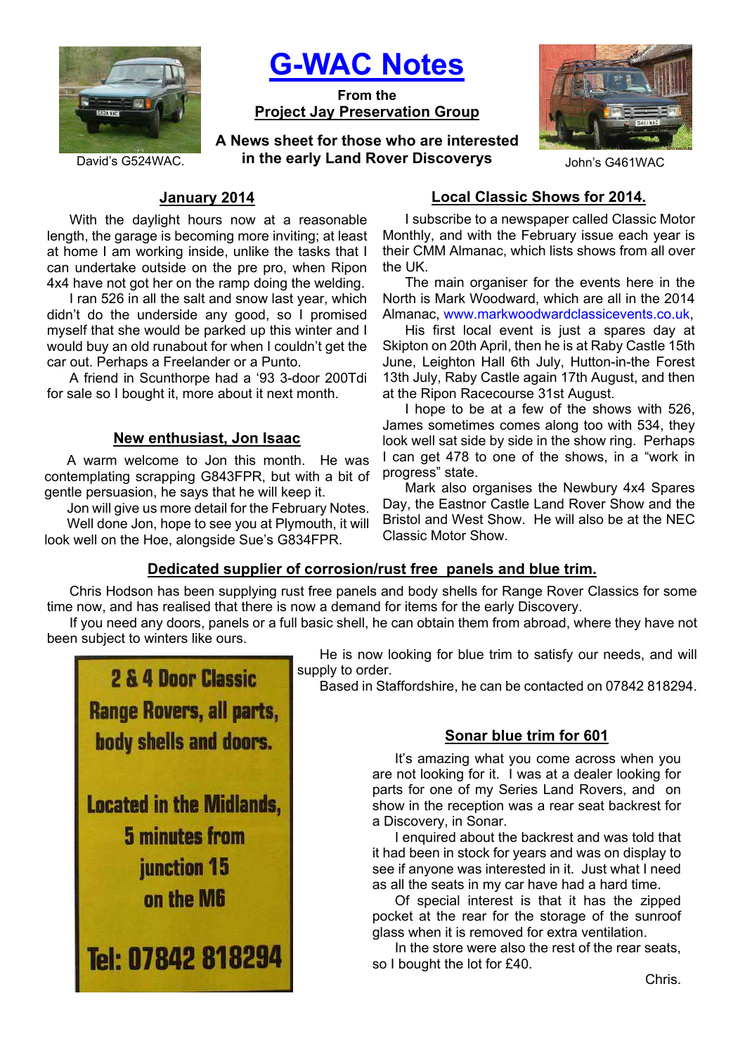# G-WAC Notes

**From the**

**Project Jay Preservation Group**

**A News sheet for those who are interested in the early Land Rover Discoverys**

David's G524WAC.

John's G461WAC

## January 2014

With the daylight hours now at a reasonable length, the garage is becoming more inviting; at least at home I am working inside, unlike the tasks that I can undertake outside on the pre pro, when Ripon 4x4 have not got her on the ramp doing the welding.

I ran 526 in all the salt and snow last year, which didn't do the underside any good, so I promised myself that she would be parked up this winter and I would buy an old runabout for when I couldn't get the car out. Perhaps a Freelander or a Punto.

A friend in Scunthorpe had a '93 3-door 200Tdi for sale so I bought it, more about it next month.

## New enthusiast, Jon Isaac

A warm welcome to Jon this month. He was contemplating scrapping G843FPR, but with a bit of gentle persuasion, he says that he will keep it.

Jon will give us more detail for the February Notes.

Well done Jon, hope to see you at Plymouth, it will look well on the Hoe, alongside Sue's G834FPR.

## Local Classic Shows for 2014.

I subscribe to a newspaper called Classic Motor Monthly, and with the February issue each year is their CMM Almanac, which lists shows from all over the UK.

The main organiser for the events here in the North is Mark Woodward, which are all in the 2014 Almanac, www.markwoodwardclassicevents.co.uk,

His first local event is just a spares day at Skipton on 20th April, then he is at Raby Castle 15th June, Leighton Hall 6th July, Hutton-in-the Forest 13th July, Raby Castle again 17th August, and then at the Ripon Racecourse 31st August.

I hope to be at a few of the shows with 526, James sometimes comes along too with 534, they look well sat side by side in the show ring. Perhaps I can get 478 to one of the shows, in a "work in progress" state.

Mark also organises the Newbury 4x4 Spares Day, the Eastnor Castle Land Rover Show and the Bristol and West Show. He will also be at the NEC Classic Motor Show.

## Dedicated supplier of corrosion/rust free panels and blue trim.

Chris Hodson has been supplying rust free panels and body shells for Range Rover Classics for some time now, and has realised that there is now a demand for items for the early Discovery.

If you need any doors, panels or a full basic shell, he can obtain them from abroad, where they have not been subject to winters like ours.

He is now looking for blue trim to satisfy our needs, and will supply to order.

Based in Staffordshire, he can be contacted on 07842 818294.

**2 & 4 Door Classic Range Rovers, all parts, body shells and doors.**

**Located in the Midlands, 5 minutes from junction 15 on the M6**

**Tel: 07842 818294**

## Sonar blue trim for 601

It's amazing what you come across when you are not looking for it. I was at a dealer looking for parts for one of my Series Land Rovers, and on show in the reception was a rear seat backrest for a Discovery, in Sonar.

I enquired about the backrest and was told that it had been in stock for years and was on display to see if anyone was interested in it. Just what I need as all the seats in my car have had a hard time.

Of special interest is that it has the zipped pocket at the rear for the storage of the sunroof glass when it is removed for extra ventilation.

In the store were also the rest of the rear seats, so I bought the lot for £40.

Chris.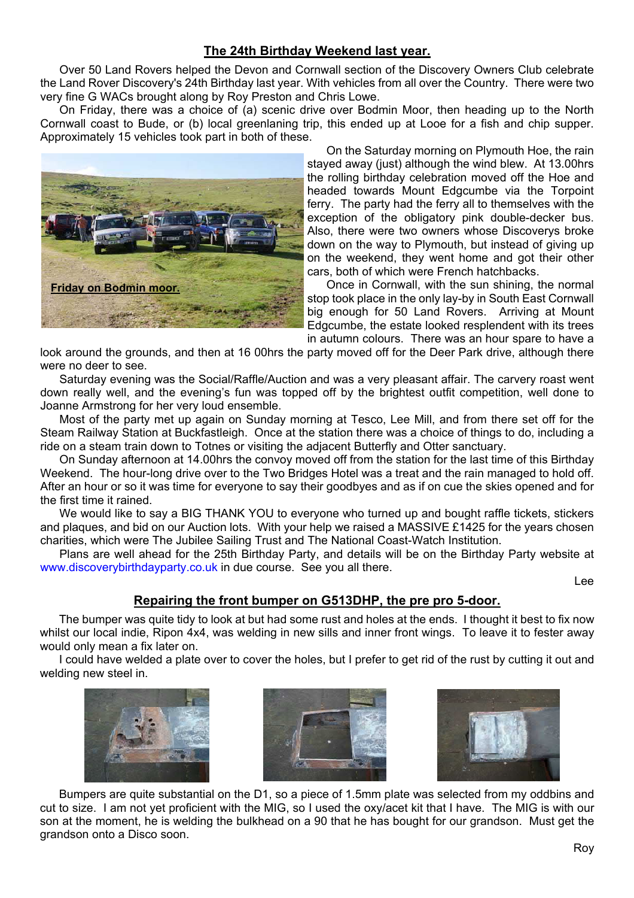## The 24th Birthday Weekend last year.

Over 50 Land Rovers helped the Devon and Cornwall section of the Discovery Owners Club celebrate the Land Rover Discovery's 24th Birthday last year. With vehicles from all over the Country. There were two very fine G WACs brought along by Roy Preston and Chris Lowe.

On Friday, there was a choice of (a) scenic drive over Bodmin Moor, then heading up to the North Cornwall coast to Bude, or (b) local greenlaning trip, this ended up at Looe for a fish and chip supper. Approximately 15 vehicles took part in both of these.

**Friday on Bodmin moor.**

On the Saturday morning on Plymouth Hoe, the rain stayed away (just) although the wind blew. At 13.00hrs the rolling birthday celebration moved off the Hoe and headed towards Mount Edgcumbe via the Torpoint ferry. The party had the ferry all to themselves with the exception of the obligatory pink double-decker bus. Also, there were two owners whose Discoverys broke down on the way to Plymouth, but instead of giving up on the weekend, they went home and got their other cars, both of which were French hatchbacks.

Once in Cornwall, with the sun shining, the normal stop took place in the only lay-by in South East Cornwall big enough for 50 Land Rovers. Arriving at Mount Edgcumbe, the estate looked resplendent with its trees in autumn colours. There was an hour spare to have a look around the grounds, and then at 16 00hrs the party moved off for the Deer Park drive, although there were no deer to see.

Saturday evening was the Social/Raffle/Auction and was a very pleasant affair. The carvery roast went down really well, and the evening's fun was topped off by the brightest outfit competition, well done to Joanne Armstrong for her very loud ensemble.

Most of the party met up again on Sunday morning at Tesco, Lee Mill, and from there set off for the Steam Railway Station at Buckfastleigh. Once at the station there was a choice of things to do, including a ride on a steam train down to Totnes or visiting the adjacent Butterfly and Otter sanctuary.

On Sunday afternoon at 14.00hrs the convoy moved off from the station for the last time of this Birthday Weekend. The hour-long drive over to the Two Bridges Hotel was a treat and the rain managed to hold off. After an hour or so it was time for everyone to say their goodbyes and as if on cue the skies opened and for the first time it rained.

We would like to say a BIG THANK YOU to everyone who turned up and bought raffle tickets, stickers and plaques, and bid on our Auction lots. With your help we raised a MASSIVE £1425 for the years chosen charities, which were The Jubilee Sailing Trust and The National Coast-Watch Institution.

Plans are well ahead for the 25th Birthday Party, and details will be on the Birthday Party website at www.discoverybirthdayparty.co.uk in due course. See you all there.

Lee

## Repairing the front bumper on G513DHP, the pre pro 5-door.

The bumper was quite tidy to look at but had some rust and holes at the ends. I thought it best to fix now whilst our local indie, Ripon 4x4, was welding in new sills and inner front wings. To leave it to fester away would only mean a fix later on.

I could have welded a plate over to cover the holes, but I prefer to get rid of the rust by cutting it out and welding new steel in.

Bumpers are quite substantial on the D1, so a piece of 1.5mm plate was selected from my oddbins and cut to size. I am not yet proficient with the MIG, so I used the oxy/acet kit that I have. The MIG is with our son at the moment, he is welding the bulkhead on a 90 that he has bought for our grandson. Must get the grandson onto a Disco soon.

Roy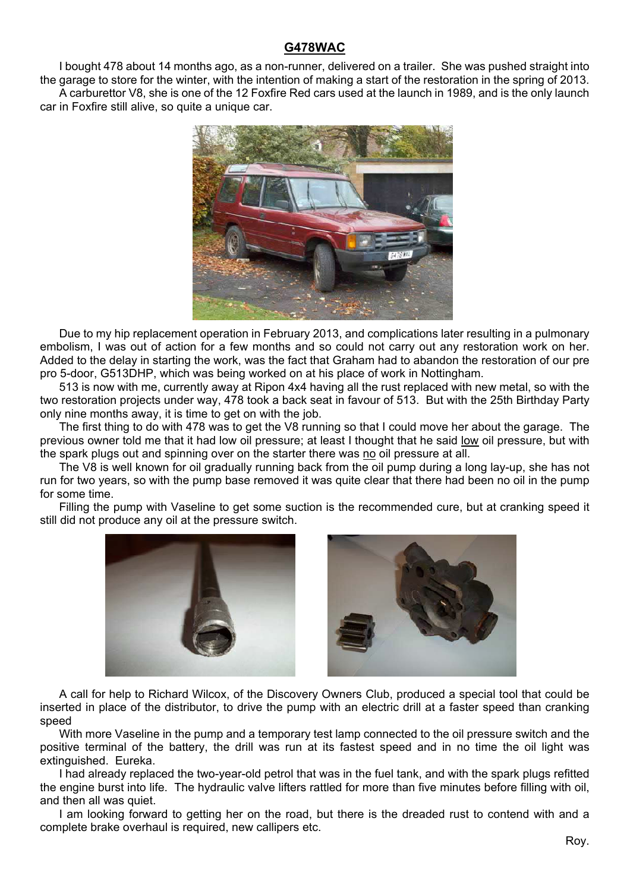## G478WAC

I bought 478 about 14 months ago, as a non-runner, delivered on a trailer. She was pushed straight into the garage to store for the winter, with the intention of making a start of the restoration in the spring of 2013.

A carburettor V8, she is one of the 12 Foxfire Red cars used at the launch in 1989, and is the only launch car in Foxfire still alive, so quite a unique car.

Due to my hip replacement operation in February 2013, and complications later resulting in a pulmonary embolism, I was out of action for a few months and so could not carry out any restoration work on her. Added to the delay in starting the work, was the fact that Graham had to abandon the restoration of our pre pro 5-door, G513DHP, which was being worked on at his place of work in Nottingham.

513 is now with me, currently away at Ripon 4x4 having all the rust replaced with new metal, so with the two restoration projects under way, 478 took a back seat in favour of 513. But with the 25th Birthday Party only nine months away, it is time to get on with the job.

The first thing to do with 478 was to get the V8 running so that I could move her about the garage. The previous owner told me that it had low oil pressure; at least I thought that he said <u>low</u> oil pressure, but with the spark plugs out and spinning over on the starter there was <u>no</u> oil pressure at all.

The V8 is well known for oil gradually running back from the oil pump during a long lay-up, she has not run for two years, so with the pump base removed it was quite clear that there had been no oil in the pump for some time.

Filling the pump with Vaseline to get some suction is the recommended cure, but at cranking speed it still did not produce any oil at the pressure switch.

A call for help to Richard Wilcox, of the Discovery Owners Club, produced a special tool that could be inserted in place of the distributor, to drive the pump with an electric drill at a faster speed than cranking speed

With more Vaseline in the pump and a temporary test lamp connected to the oil pressure switch and the positive terminal of the battery, the drill was run at its fastest speed and in no time the oil light was extinguished. Eureka.

I had already replaced the two-year-old petrol that was in the fuel tank, and with the spark plugs refitted the engine burst into life. The hydraulic valve lifters rattled for more than five minutes before filling with oil, and then all was quiet.

I am looking forward to getting her on the road, but there is the dreaded rust to contend with and a complete brake overhaul is required, new callipers etc.

Roy.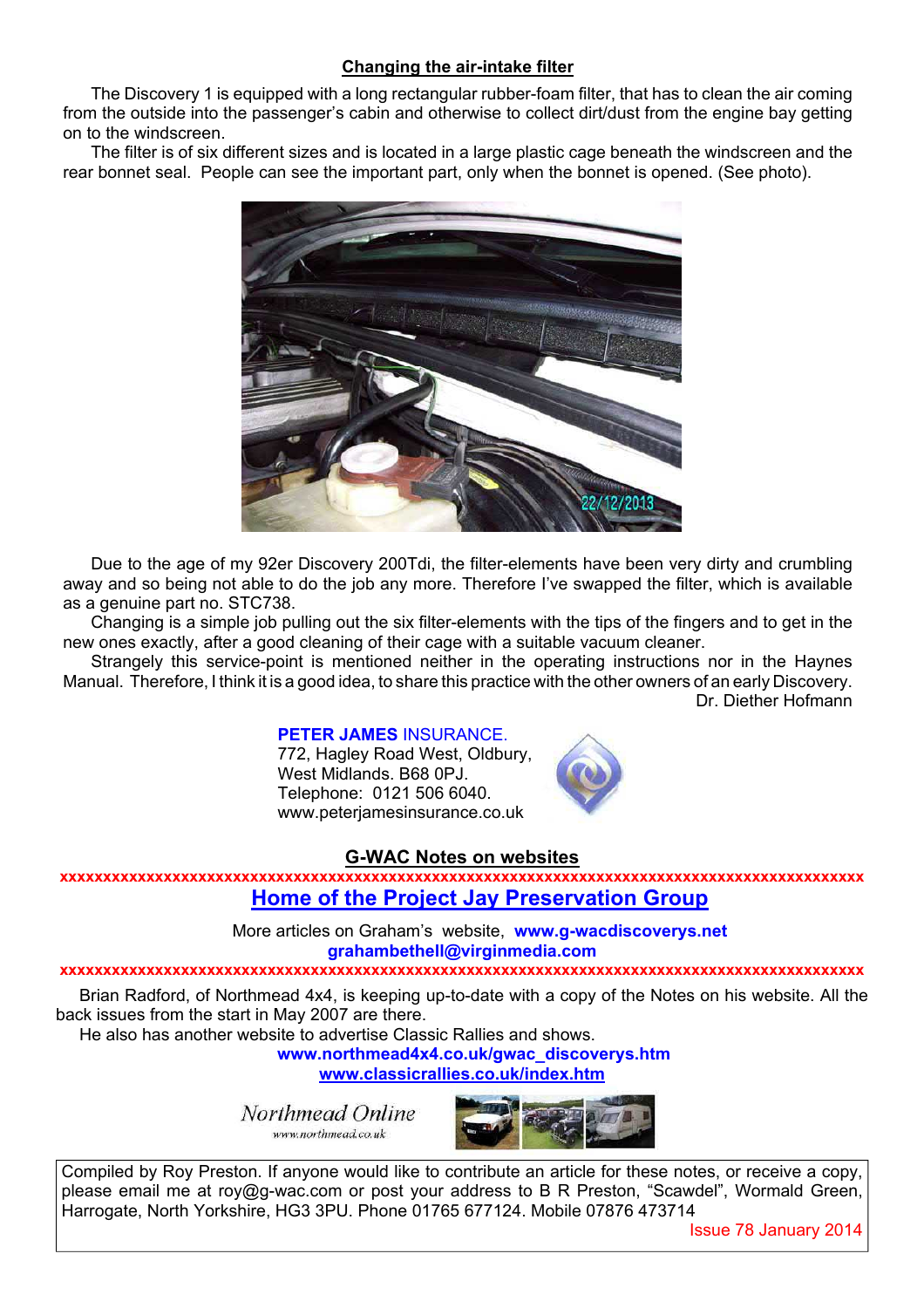## Changing the air-intake filter

The Discovery 1 is equipped with a long rectangular rubber-foam filter, that has to clean the air coming from the outside into the passenger's cabin and otherwise to collect dirt/dust from the engine bay getting on to the windscreen.

The filter is of six different sizes and is located in a large plastic cage beneath the windscreen and the rear bonnet seal. People can see the important part, only when the bonnet is opened. (See photo).

Due to the age of my 92er Discovery 200Tdi, the filter-elements have been very dirty and crumbling away and so being not able to do the job any more. Therefore I've swapped the filter, which is available as a genuine part no. STC738.

Changing is a simple job pulling out the six filter-elements with the tips of the fingers and to get in the new ones exactly, after a good cleaning of their cage with a suitable vacuum cleaner.

Strangely this service-point is mentioned neither in the operating instructions nor in the Haynes Manual. Therefore, I think it is a good idea, to share this practice with the other owners of an early Discovery.

Dr. Diether Hofmann

**PETER JAMES** INSURANCE.
772, Hagley Road West, Oldbury,
West Midlands. B68 0PJ.
Telephone: 0121 506 6040.
www.peterjamesinsurance.co.uk

## G-WAC Notes on websites

xxxxxxxxxxxxxxxxxxxxxxxxxxxxxxxxxxxxxxxxxxxxxxxxxxxxxxxxxxxxxxxxxxxxxxxxxxxxxxxxxxxxxxxxxxxx

**Home of the Project Jay Preservation Group**

More articles on Graham's website, **www.g-wacdiscoverys.net**
**grahambethell@virginmedia.com**

xxxxxxxxxxxxxxxxxxxxxxxxxxxxxxxxxxxxxxxxxxxxxxxxxxxxxxxxxxxxxxxxxxxxxxxxxxxxxxxxxxxxxxxxxxxx

Brian Radford, of Northmead 4x4, is keeping up-to-date with a copy of the Notes on his website. All the back issues from the start in May 2007 are there.

He also has another website to advertise Classic Rallies and shows.

**www.northmead4x4.co.uk/gwac_discoverys.htm**
**www.classicrallies.co.uk/index.htm**

Northmead Online
www.northmead.co.uk

Compiled by Roy Preston. If anyone would like to contribute an article for these notes, or receive a copy, please email me at roy@g-wac.com or post your address to B R Preston, "Scawdel", Wormald Green, Harrogate, North Yorkshire, HG3 3PU. Phone 01765 677124. Mobile 07876 473714

Issue 78 January 2014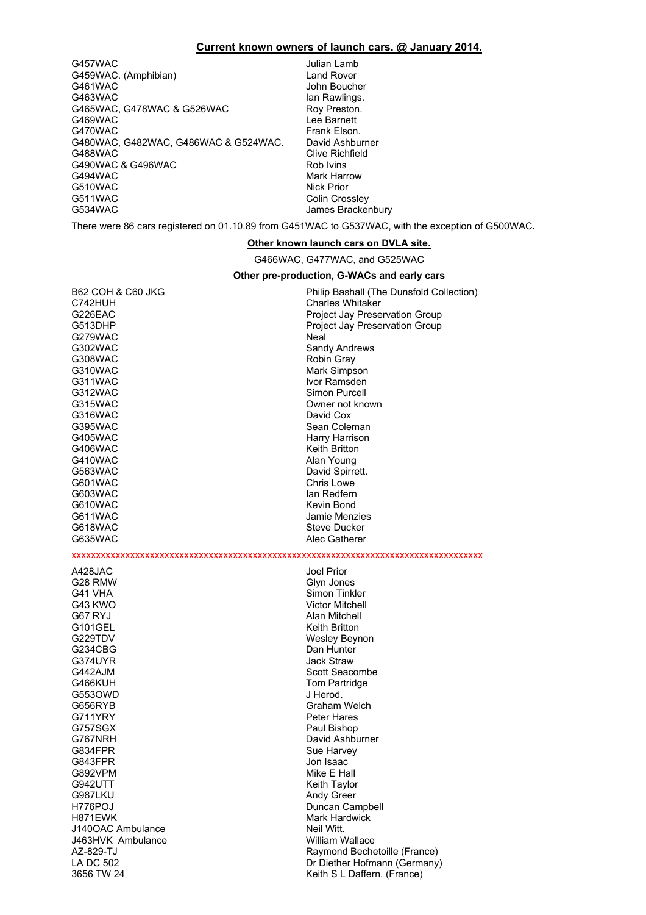## Current known owners of launch cars. @ January 2014.

| | |
|---|---|
| G457WAC | Julian Lamb |
| G459WAC. (Amphibian) | Land Rover |
| G461WAC | John Boucher |
| G463WAC | Ian Rawlings. |
| G465WAC, G478WAC & G526WAC | Roy Preston. |
| G469WAC | Lee Barnett |
| G470WAC | Frank Elson. |
| G480WAC, G482WAC, G486WAC & G524WAC. | David Ashburner |
| G488WAC | Clive Richfield |
| G490WAC & G496WAC | Rob Ivins |
| G494WAC | Mark Harrow |
| G510WAC | Nick Prior |
| G511WAC | Colin Crossley |
| G534WAC | James Brackenbury |

There were 86 cars registered on 01.10.89 from G451WAC to G537WAC, with the exception of G500WAC**.**

### Other known launch cars on DVLA site.

G466WAC, G477WAC, and G525WAC

### Other pre-production, G-WACs and early cars

| | |
|---|---|
| B62 COH & C60 JKG | Philip Bashall (The Dunsfold Collection) |
| C742HUH | Charles Whitaker |
| G226EAC | Project Jay Preservation Group |
| G513DHP | Project Jay Preservation Group |
| G279WAC | Neal |
| G302WAC | Sandy Andrews |
| G308WAC | Robin Gray |
| G310WAC | Mark Simpson |
| G311WAC | Ivor Ramsden |
| G312WAC | Simon Purcell |
| G315WAC | Owner not known |
| G316WAC | David Cox |
| G395WAC | Sean Coleman |
| G405WAC | Harry Harrison |
| G406WAC | Keith Britton |
| G410WAC | Alan Young |
| G563WAC | David Spirrett. |
| G601WAC | Chris Lowe |
| G603WAC | Ian Redfern |
| G610WAC | Kevin Bond |
| G611WAC | Jamie Menzies |
| G618WAC | Steve Ducker |
| G635WAC | Alec Gatherer |

xxxxxxxxxxxxxxxxxxxxxxxxxxxxxxxxxxxxxxxxxxxxxxxxxxxxxxxxxxxxxxxxxxxxxxxxxxxxxxxxxxxxxx

| | |
|---|---|
| A428JAC | Joel Prior |
| G28 RMW | Glyn Jones |
| G41 VHA | Simon Tinkler |
| G43 KWO | Victor Mitchell |
| G67 RYJ | Alan Mitchell |
| G101GEL | Keith Britton |
| G229TDV | Wesley Beynon |
| G234CBG | Dan Hunter |
| G374UYR | Jack Straw |
| G442AJM | Scott Seacombe |
| G466KUH | Tom Partridge |
| G553OWD | J Herod. |
| G656RYB | Graham Welch |
| G711YRY | Peter Hares |
| G757SGX | Paul Bishop |
| G767NRH | David Ashburner |
| G834FPR | Sue Harvey |
| G843FPR | Jon Isaac |
| G892VPM | Mike E Hall |
| G942UTT | Keith Taylor |
| G987LKU | Andy Greer |
| H776POJ | Duncan Campbell |
| H871EWK | Mark Hardwick |
| J140OAC Ambulance | Neil Witt. |
| J463HVK Ambulance | William Wallace |
| AZ-829-TJ | Raymond Bechetoille (France) |
| LA DC 502 | Dr Diether Hofmann (Germany) |
| 3656 TW 24 | Keith S L Daffern. (France) |